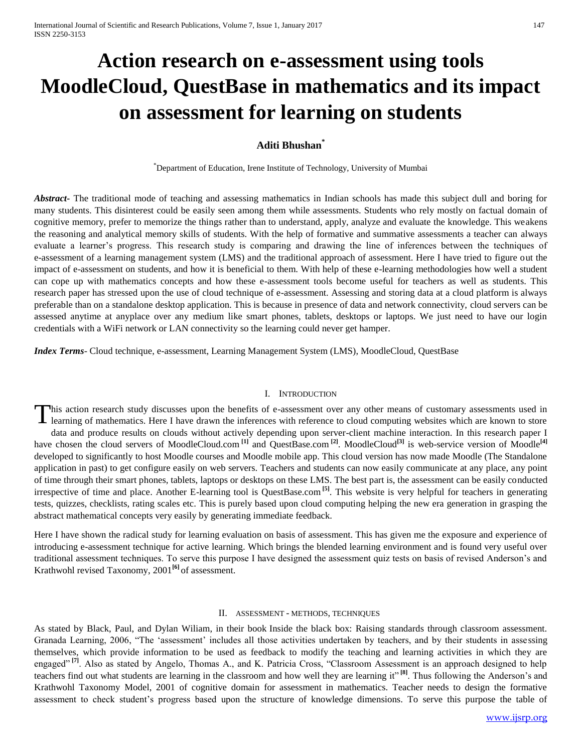# Action research on e-assessment using tools MoodleCloud, QuestBase in mathematics and its impact on assessment for learning on students

**Aditi Bhushan***

*Department of Education, Irene Institute of Technology, University of Mumbai

***Abstract***- The traditional mode of teaching and assessing mathematics in Indian schools has made this subject dull and boring for many students. This disinterest could be easily seen among them while assessments. Students who rely mostly on factual domain of cognitive memory, prefer to memorize the things rather than to understand, apply, analyze and evaluate the knowledge. This weakens the reasoning and analytical memory skills of students. With the help of formative and summative assessments a teacher can always evaluate a learner's progress. This research study is comparing and drawing the line of inferences between the techniques of e-assessment of a learning management system (LMS) and the traditional approach of assessment. Here I have tried to figure out the impact of e-assessment on students, and how it is beneficial to them. With help of these e-learning methodologies how well a student can cope up with mathematics concepts and how these e-assessment tools become useful for teachers as well as students. This research paper has stressed upon the use of cloud technique of e-assessment. Assessing and storing data at a cloud platform is always preferable than on a standalone desktop application. This is because in presence of data and network connectivity, cloud servers can be assessed anytime at anyplace over any medium like smart phones, tablets, desktops or laptops. We just need to have our login credentials with a WiFi network or LAN connectivity so the learning could never get hamper.

***Index Terms***- Cloud technique, e-assessment, Learning Management System (LMS), MoodleCloud, QuestBase

## I. Introduction

This action research study discusses upon the benefits of e-assessment over any other means of customary assessments used in learning of mathematics. Here I have drawn the inferences with reference to cloud computing websites which are known to store data and produce results on clouds without actively depending upon server-client machine interaction. In this research paper I have chosen the cloud servers of MoodleCloud.com [1] and QuestBase.com [2]. MoodleCloud[3] is web-service version of Moodle[4] developed to significantly to host Moodle courses and Moodle mobile app. This cloud version has now made Moodle (The Standalone application in past) to get configure easily on web servers. Teachers and students can now easily communicate at any place, any point of time through their smart phones, tablets, laptops or desktops on these LMS. The best part is, the assessment can be easily conducted irrespective of time and place. Another E-learning tool is QuestBase.com [5]. This website is very helpful for teachers in generating tests, quizzes, checklists, rating scales etc. This is purely based upon cloud computing helping the new era generation in grasping the abstract mathematical concepts very easily by generating immediate feedback.

Here I have shown the radical study for learning evaluation on basis of assessment. This has given me the exposure and experience of introducing e-assessment technique for active learning. Which brings the blended learning environment and is found very useful over traditional assessment techniques. To serve this purpose I have designed the assessment quiz tests on basis of revised Anderson's and Krathwohl revised Taxonomy, 2001[6] of assessment.

## II. Assessment - Methods, Techniques

As stated by Black, Paul, and Dylan Wiliam, in their book Inside the black box: Raising standards through classroom assessment. Granada Learning, 2006, "The 'assessment' includes all those activities undertaken by teachers, and by their students in assessing themselves, which provide information to be used as feedback to modify the teaching and learning activities in which they are engaged" [7]. Also as stated by Angelo, Thomas A., and K. Patricia Cross, "Classroom Assessment is an approach designed to help teachers find out what students are learning in the classroom and how well they are learning it" [8]. Thus following the Anderson's and Krathwohl Taxonomy Model, 2001 of cognitive domain for assessment in mathematics. Teacher needs to design the formative assessment to check student's progress based upon the structure of knowledge dimensions. To serve this purpose the table of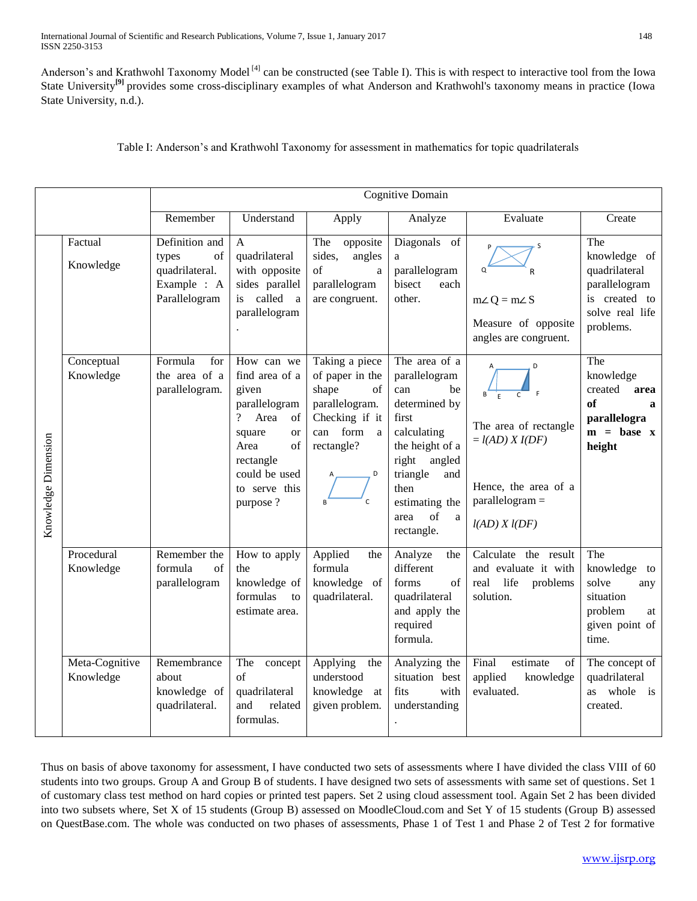Anderson's and Krathwohl Taxonomy Model [4] can be constructed (see Table I). This is with respect to interactive tool from the Iowa State University[9] provides some cross-disciplinary examples of what Anderson and Krathwohl's taxonomy means in practice (Iowa State University, n.d.).

Table I: Anderson's and Krathwohl Taxonomy for assessment in mathematics for topic quadrilaterals

| | | Cognitive Domain | | | | | |
|---|---|---|---|---|---|---|---|
| | | Remember | Understand | Apply | Analyze | Evaluate | Create |
| Knowledge Dimension | Factual Knowledge | Definition and types of quadrilateral. Example : A Parallelogram | A quadrilateral with opposite sides parallel is called a parallelogram. | The opposite sides, angles of a parallelogram are congruent. | Diagonals of a parallelogram bisect each other. | P S Q R $m\angle Q = m\angle S$ Measure of opposite angles are congruent. | The knowledge of quadrilateral parallelogram is created to solve real life problems. |
| | Conceptual Knowledge | Formula for the area of a parallelogram. | How can we find area of a given parallelogram? Area of square or Area of rectangle could be used to serve this purpose ? | Taking a piece of paper in the shape of parallelogram. Checking if it can form a rectangle? A D B C | The area of a parallelogram can be determined by first calculating the height of a right angled triangle and then estimating the area of a rectangle. | A D B E C F The area of rectangle = *l(AD) X l(DF)* Hence, the area of a parallelogram = *l(AD) X l(DF)* | The knowledge created **area of a parallelogram = base x height** |
| | Procedural Knowledge | Remember the formula of parallelogram | How to apply the knowledge of formulas to estimate area. | Applied the formula knowledge of quadrilateral. | Analyze the different forms of quadrilateral and apply the required formula. | Calculate the result and evaluate it with real life problems solution. | The knowledge to solve any situation problem at given point of time. |
| | Meta-Cognitive Knowledge | Remembrance about knowledge of quadrilateral. | The concept of quadrilateral and related formulas. | Applying the understood knowledge at given problem. | Analyzing the situation best fits with understanding. | Final estimate of applied knowledge evaluated. | The concept of quadrilateral as whole is created. |

Thus on basis of above taxonomy for assessment, I have conducted two sets of assessments where I have divided the class VIII of 60 students into two groups. Group A and Group B of students. I have designed two sets of assessments with same set of questions. Set 1 of customary class test method on hard copies or printed test papers. Set 2 using cloud assessment tool. Again Set 2 has been divided into two subsets where, Set X of 15 students (Group B) assessed on MoodleCloud.com and Set Y of 15 students (Group B) assessed on QuestBase.com. The whole was conducted on two phases of assessments, Phase 1 of Test 1 and Phase 2 of Test 2 for formative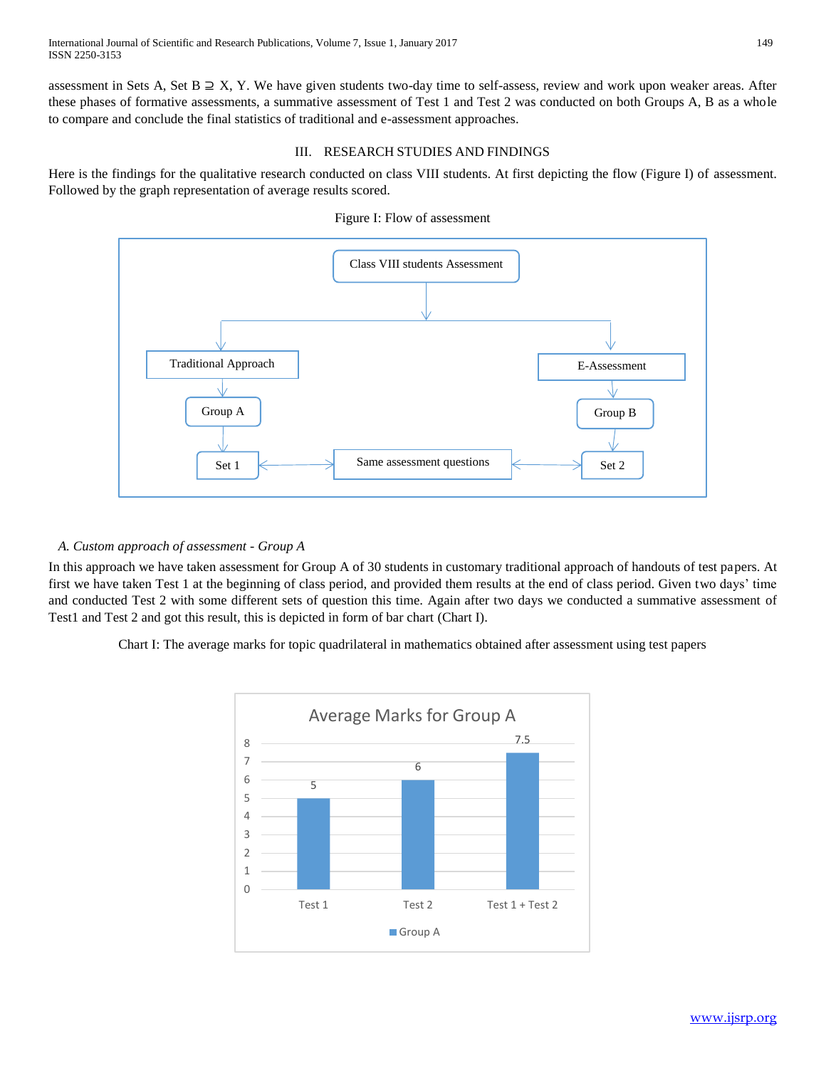assessment in Sets A, Set B ⊇ X, Y. We have given students two-day time to self-assess, review and work upon weaker areas. After these phases of formative assessments, a summative assessment of Test 1 and Test 2 was conducted on both Groups A, B as a whole to compare and conclude the final statistics of traditional and e-assessment approaches.

## III. RESEARCH STUDIES AND FINDINGS

Here is the findings for the qualitative research conducted on class VIII students. At first depicting the flow (Figure I) of assessment. Followed by the graph representation of average results scored.

Figure I: Flow of assessment

### *A. Custom approach of assessment - Group A*

In this approach we have taken assessment for Group A of 30 students in customary traditional approach of handouts of test papers. At first we have taken Test 1 at the beginning of class period, and provided them results at the end of class period. Given two days' time and conducted Test 2 with some different sets of question this time. Again after two days we conducted a summative assessment of Test1 and Test 2 and got this result, this is depicted in form of bar chart (Chart I).

Chart I: The average marks for topic quadrilateral in mathematics obtained after assessment using test papers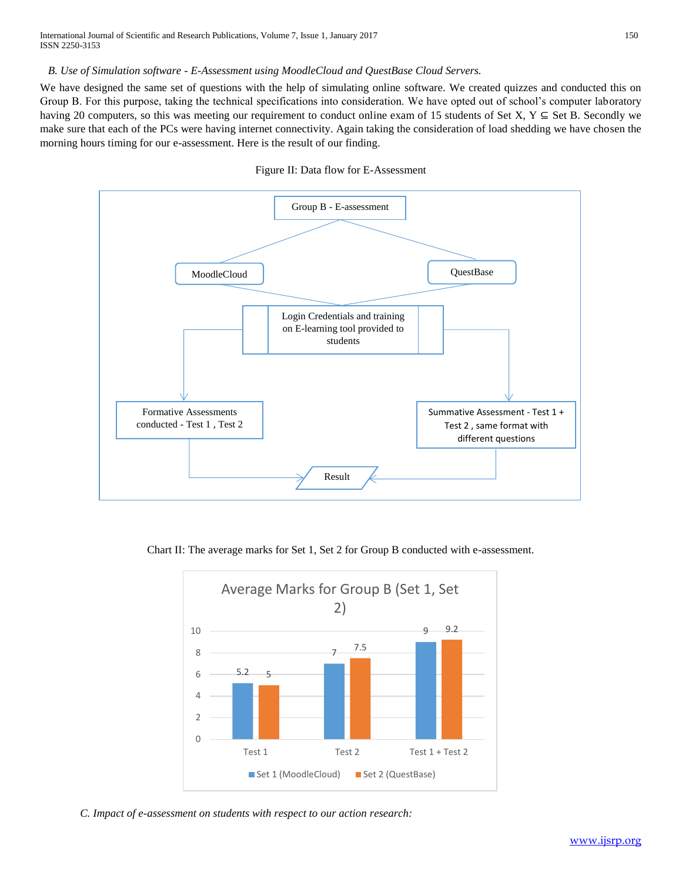*B. Use of Simulation software - E-Assessment using MoodleCloud and QuestBase Cloud Servers.*

We have designed the same set of questions with the help of simulating online software. We created quizzes and conducted this on Group B. For this purpose, taking the technical specifications into consideration. We have opted out of school's computer laboratory having 20 computers, so this was meeting our requirement to conduct online exam of 15 students of Set X, Y ⊆ Set B. Secondly we make sure that each of the PCs were having internet connectivity. Again taking the consideration of load shedding we have chosen the morning hours timing for our e-assessment. Here is the result of our finding.

Figure II: Data flow for E-Assessment

Chart II: The average marks for Set 1, Set 2 for Group B conducted with e-assessment.

*C. Impact of e-assessment on students with respect to our action research:*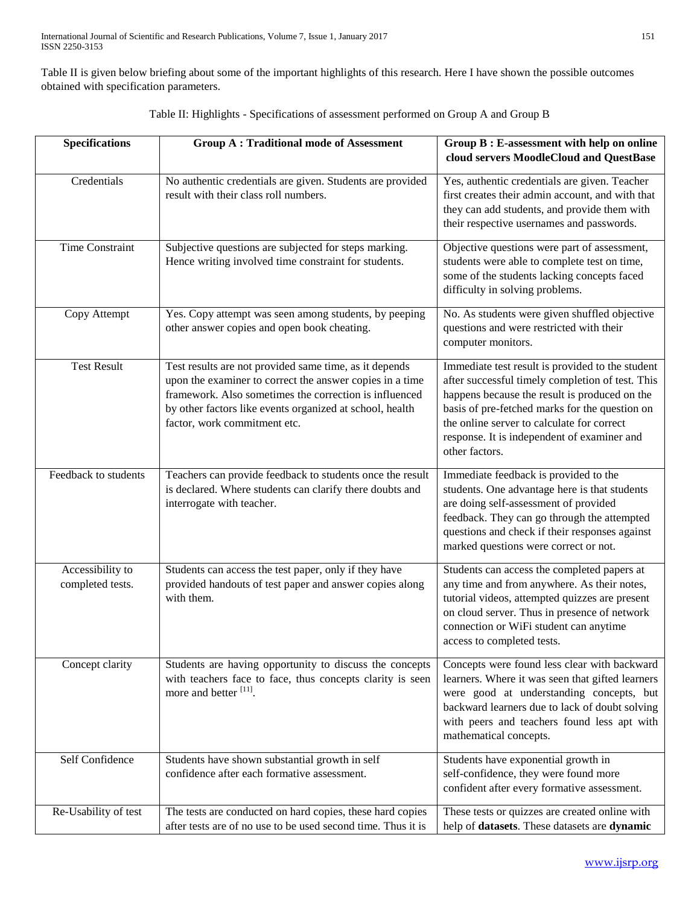Table II is given below briefing about some of the important highlights of this research. Here I have shown the possible outcomes obtained with specification parameters.

Table II: Highlights - Specifications of assessment performed on Group A and Group B

| Specifications | Group A : Traditional mode of Assessment | Group B : E-assessment with help on online cloud servers MoodleCloud and QuestBase |
|---|---|---|
| Credentials | No authentic credentials are given. Students are provided result with their class roll numbers. | Yes, authentic credentials are given. Teacher first creates their admin account, and with that they can add students, and provide them with their respective usernames and passwords. |
| Time Constraint | Subjective questions are subjected for steps marking. Hence writing involved time constraint for students. | Objective questions were part of assessment, students were able to complete test on time, some of the students lacking concepts faced difficulty in solving problems. |
| Copy Attempt | Yes. Copy attempt was seen among students, by peeping other answer copies and open book cheating. | No. As students were given shuffled objective questions and were restricted with their computer monitors. |
| Test Result | Test results are not provided same time, as it depends upon the examiner to correct the answer copies in a time framework. Also sometimes the correction is influenced by other factors like events organized at school, health factor, work commitment etc. | Immediate test result is provided to the student after successful timely completion of test. This happens because the result is produced on the basis of pre-fetched marks for the question on the online server to calculate for correct response. It is independent of examiner and other factors. |
| Feedback to students | Teachers can provide feedback to students once the result is declared. Where students can clarify there doubts and interrogate with teacher. | Immediate feedback is provided to the students. One advantage here is that students are doing self-assessment of provided feedback. They can go through the attempted questions and check if their responses against marked questions were correct or not. |
| Accessibility to completed tests. | Students can access the test paper, only if they have provided handouts of test paper and answer copies along with them. | Students can access the completed papers at any time and from anywhere. As their notes, tutorial videos, attempted quizzes are present on cloud server. Thus in presence of network connection or WiFi student can anytime access to completed tests. |
| Concept clarity | Students are having opportunity to discuss the concepts with teachers face to face, thus concepts clarity is seen more and better [11]. | Concepts were found less clear with backward learners. Where it was seen that gifted learners were good at understanding concepts, but backward learners due to lack of doubt solving with peers and teachers found less apt with mathematical concepts. |
| Self Confidence | Students have shown substantial growth in self confidence after each formative assessment. | Students have exponential growth in self-confidence, they were found more confident after every formative assessment. |
| Re-Usability of test | The tests are conducted on hard copies, these hard copies after tests are of no use to be used second time. Thus it is | These tests or quizzes are created online with help of **datasets**. These datasets are **dynamic** |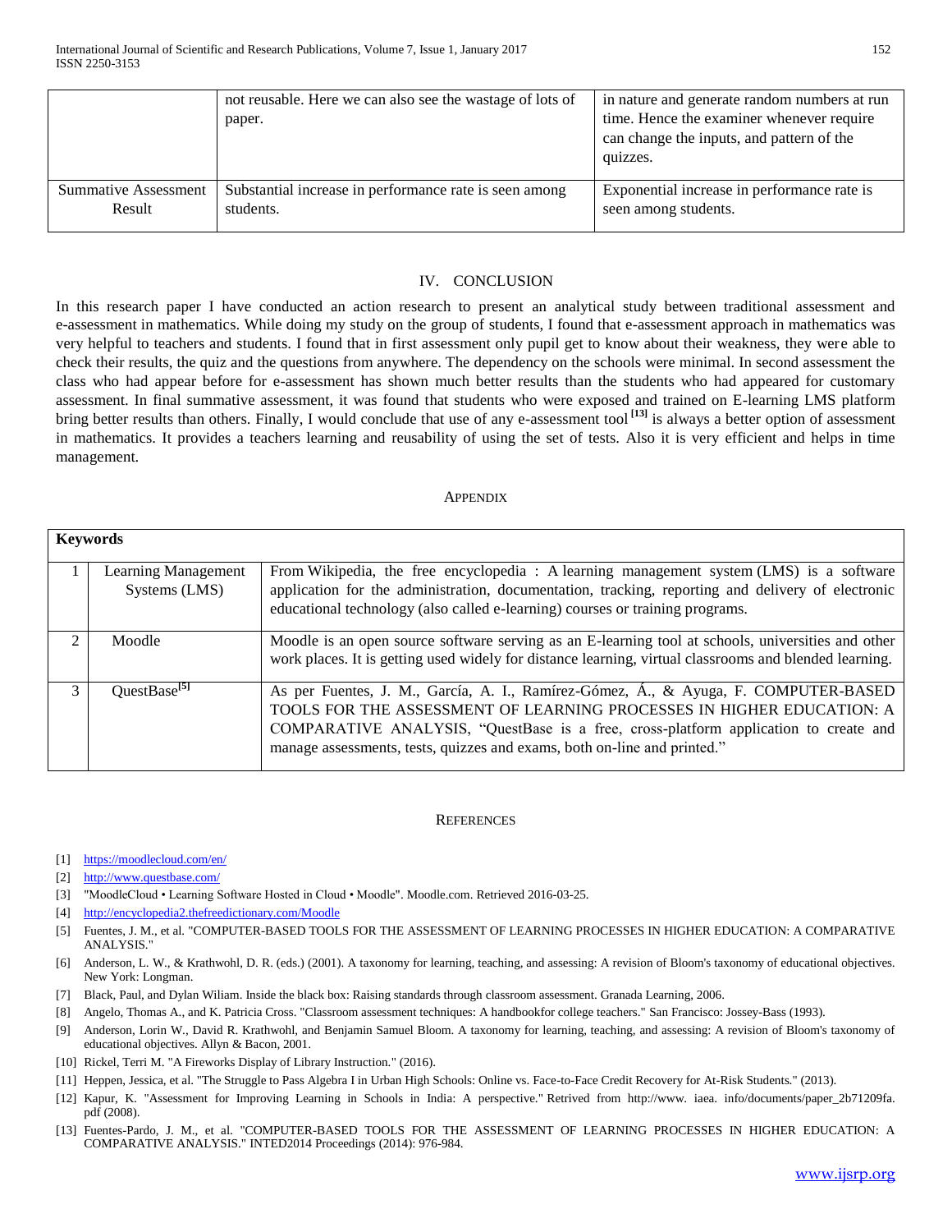| | not reusable. Here we can also see the wastage of lots of paper. | in nature and generate random numbers at run time. Hence the examiner whenever require can change the inputs, and pattern of the quizzes. |
|---|---|---|
| Summative Assessment Result | Substantial increase in performance rate is seen among students. | Exponential increase in performance rate is seen among students. |

## IV. CONCLUSION

In this research paper I have conducted an action research to present an analytical study between traditional assessment and e-assessment in mathematics. While doing my study on the group of students, I found that e-assessment approach in mathematics was very helpful to teachers and students. I found that in first assessment only pupil get to know about their weakness, they were able to check their results, the quiz and the questions from anywhere. The dependency on the schools were minimal. In second assessment the class who had appear before for e-assessment has shown much better results than the students who had appeared for customary assessment. In final summative assessment, it was found that students who were exposed and trained on E-learning LMS platform bring better results than others. Finally, I would conclude that use of any e-assessment tool [13] is always a better option of assessment in mathematics. It provides a teachers learning and reusability of using the set of tests. Also it is very efficient and helps in time management.

## APPENDIX

| Keywords | | |
|---|---|---|
| 1 | Learning Management Systems (LMS) | From Wikipedia, the free encyclopedia : A learning management system (LMS) is a software application for the administration, documentation, tracking, reporting and delivery of electronic educational technology (also called e-learning) courses or training programs. |
| 2 | Moodle | Moodle is an open source software serving as an E-learning tool at schools, universities and other work places. It is getting used widely for distance learning, virtual classrooms and blended learning. |
| 3 | QuestBase[5] | As per Fuentes, J. M., García, A. I., Ramírez-Gómez, Á., & Ayuga, F. COMPUTER-BASED TOOLS FOR THE ASSESSMENT OF LEARNING PROCESSES IN HIGHER EDUCATION: A COMPARATIVE ANALYSIS, "QuestBase is a free, cross-platform application to create and manage assessments, tests, quizzes and exams, both on-line and printed." |

## REFERENCES

[1] https://moodlecloud.com/en/

[2] http://www.questbase.com/

[3] "MoodleCloud • Learning Software Hosted in Cloud • Moodle". Moodle.com. Retrieved 2016-03-25.

[4] http://encyclopedia2.thefreedictionary.com/Moodle

[5] Fuentes, J. M., et al. "COMPUTER-BASED TOOLS FOR THE ASSESSMENT OF LEARNING PROCESSES IN HIGHER EDUCATION: A COMPARATIVE ANALYSIS."

[6] Anderson, L. W., & Krathwohl, D. R. (eds.) (2001). A taxonomy for learning, teaching, and assessing: A revision of Bloom's taxonomy of educational objectives. New York: Longman.

[7] Black, Paul, and Dylan Wiliam. Inside the black box: Raising standards through classroom assessment. Granada Learning, 2006.

[8] Angelo, Thomas A., and K. Patricia Cross. "Classroom assessment techniques: A handbookfor college teachers." San Francisco: Jossey-Bass (1993).

[9] Anderson, Lorin W., David R. Krathwohl, and Benjamin Samuel Bloom. A taxonomy for learning, teaching, and assessing: A revision of Bloom's taxonomy of educational objectives. Allyn & Bacon, 2001.

[10] Rickel, Terri M. "A Fireworks Display of Library Instruction." (2016).

[11] Heppen, Jessica, et al. "The Struggle to Pass Algebra I in Urban High Schools: Online vs. Face-to-Face Credit Recovery for At-Risk Students." (2013).

[12] Kapur, K. "Assessment for Improving Learning in Schools in India: A perspective." Retrived from http://www. iaea. info/documents/paper_2b71209fa. pdf (2008).

[13] Fuentes-Pardo, J. M., et al. "COMPUTER-BASED TOOLS FOR THE ASSESSMENT OF LEARNING PROCESSES IN HIGHER EDUCATION: A COMPARATIVE ANALYSIS." INTED2014 Proceedings (2014): 976-984.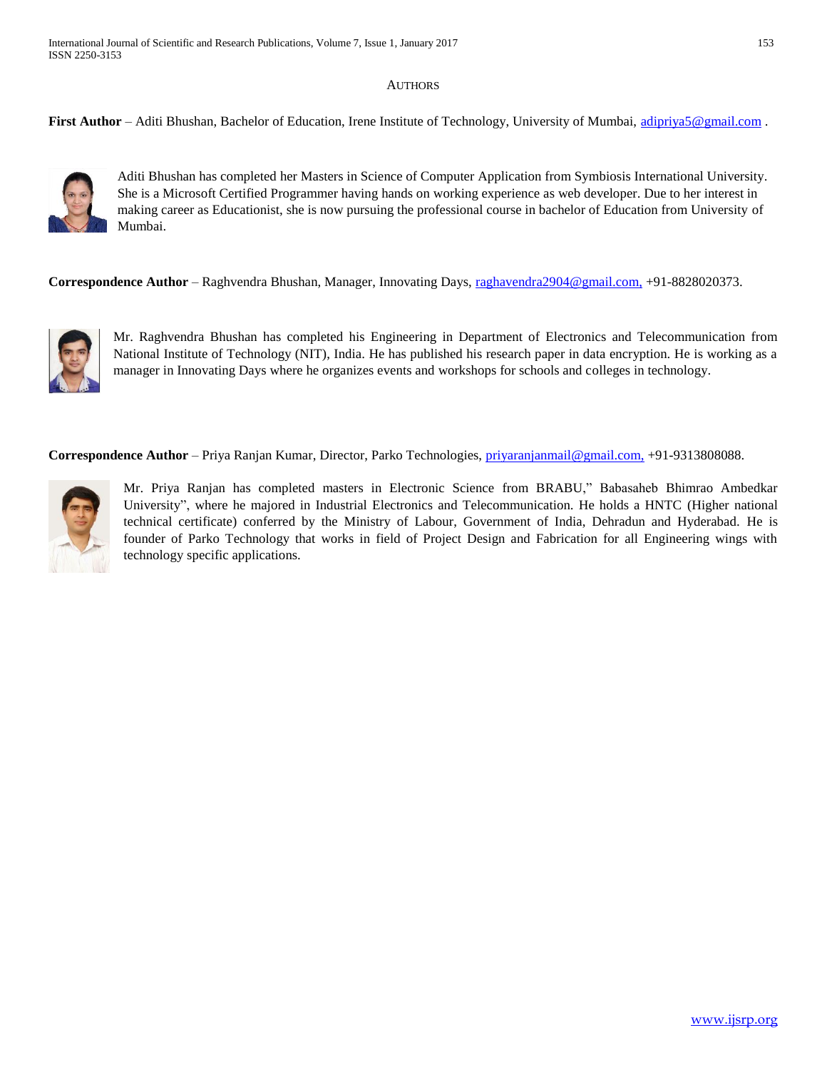## Authors

**First Author** – Aditi Bhushan, Bachelor of Education, Irene Institute of Technology, University of Mumbai, adipriya5@gmail.com .

Aditi Bhushan has completed her Masters in Science of Computer Application from Symbiosis International University. She is a Microsoft Certified Programmer having hands on working experience as web developer. Due to her interest in making career as Educationist, she is now pursuing the professional course in bachelor of Education from University of Mumbai.

**Correspondence Author** – Raghvendra Bhushan, Manager, Innovating Days, raghavendra2904@gmail.com, +91-8828020373.

Mr. Raghvendra Bhushan has completed his Engineering in Department of Electronics and Telecommunication from National Institute of Technology (NIT), India. He has published his research paper in data encryption. He is working as a manager in Innovating Days where he organizes events and workshops for schools and colleges in technology.

**Correspondence Author** – Priya Ranjan Kumar, Director, Parko Technologies, priyaranjanmail@gmail.com, +91-9313808088.

Mr. Priya Ranjan has completed masters in Electronic Science from BRABU," Babasaheb Bhimrao Ambedkar University", where he majored in Industrial Electronics and Telecommunication. He holds a HNTC (Higher national technical certificate) conferred by the Ministry of Labour, Government of India, Dehradun and Hyderabad. He is founder of Parko Technology that works in field of Project Design and Fabrication for all Engineering wings with technology specific applications.